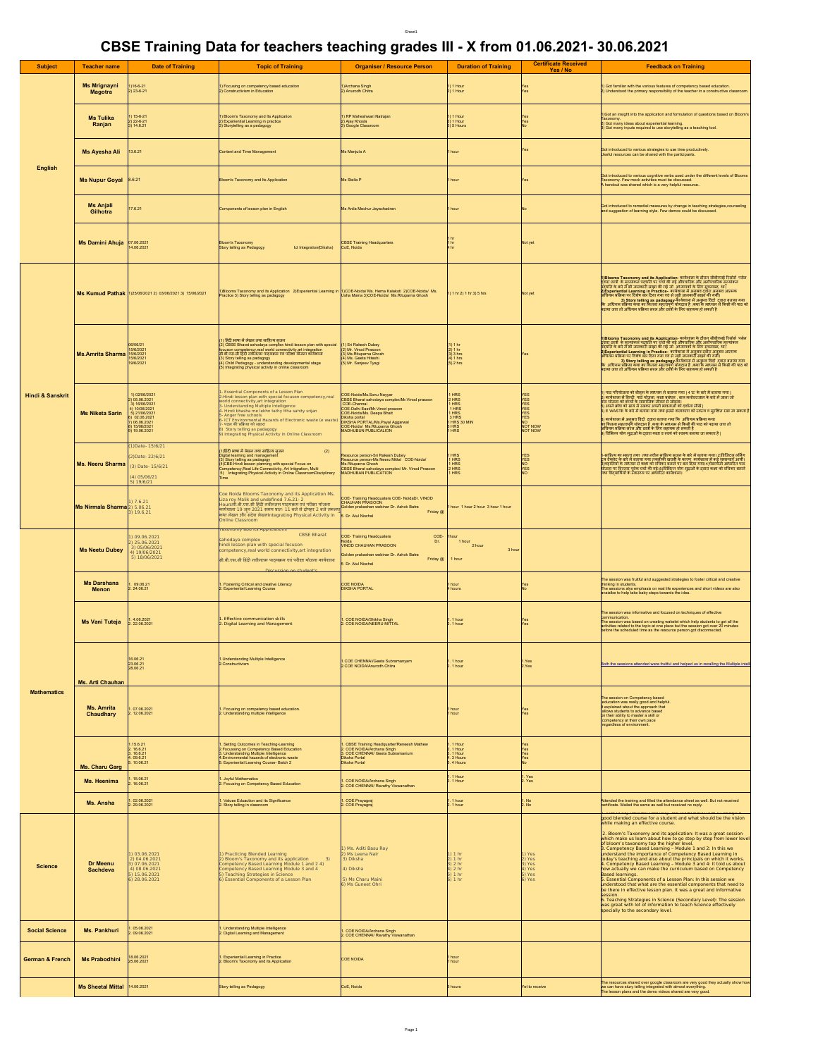# CBSE Training Data for teachers teaching grades III - X from 01.06.2021- 30.06.2021

| Subject | Teacher name | Date of Training | Topic of Training | Organiser / Resource Person | Duration of Training | Certificate Received Yes / No | Feedback on Training |
|---|---|---|---|---|---|---|---|
| English | Ms Mrignayni Magotra | 1)16-6-21<br>2) 23-6-21 | 1) Focusing on competency based education<br>2) Constructivism in Education | 1)Archana Singh<br>2) Anurodh Chitra | 1) 1 Hour<br>2) 1 Hour | Yes<br>Yes | 1) Got familiar with the various features of competency based education.<br>2) Understood the primary responsibility of the teacher in a constructive classroom. |
| | Ms Tulika Ranjan | 1) 15-6-21<br>2) 22-6-21<br>3) 14.6.21 | 1) Bloom's Taxonomy and its Application<br>2) Experiential Learning in practice<br>3) Storytelling as a pedagogy | 1) RP Maheshwari Natrajan<br>2) Ajay Khosla<br>3) Google Classroom | 1) 1 Hour<br>2) 1 Hour<br>3) 5 Hours | Yes<br>Yes<br>No | 1)Got an insight into the application and formulation of questions based on Bloom's Taxonomy.<br>2) Got many ideas about experiential learning.<br>3) Got many inputs required to use storytelling as teaching tool. |
| | Ms Ayesha Ali | 13.6.21 | Content and Time Management | Ms Manjula A | 1 hour | Yes | Got introduced to various strategies to use time productively.<br>Useful resources can be shared with the participants. |
| | Ms Nupur Goyal | 8.6.21 | Bloom's Taxonomy and its Application | Ms Stella P | 1 hour | Yes | Got introduced to various cognitive verbs used under the different levels of Blooms Taxonomy. Few mock activities must be discussed.<br>A handout was shared which is a very helpful resource.. |
| | Ms Anjali Gilhotra | 17.6.21 | Components of lesson plan in English | Ms Anila Mechur Jayachadran | 1 hour | No | Got introduced to remedial measures by change in teaching strategies,counseling and suggestion of learning style. Few demos could be discussed. |
| | Ms Damini Ahuja | 07.06.2021<br>14.06.2021 | Bloom's Taxonomy<br>Story telling as Pedagogy Ict Integration(Diksha) | CBSE Training Headquarters<br>CoE, Noida | 1 hr<br>1 hr<br>4 hr | Not yet | |
| Hindi & Sanskrit | Ms Kumud Pathak | 1)25/06/2021 2) 03/06/2021 3) 15/06/2021 | 1)Blooms Taxonomy and its Application 2)Experiential Learning in Practice 3) Story telling as pedagogy | 1)COE-Noida/ Ms. Hema Kalakoti 2)COE-Noida/ Ms. Usha Maina 3)COE-Noida/ Ms.Rituparna Ghosh | 1) 1 hr 2) 1 hr 3) 5 hrs | Not yet | 1)Blooms Taxonomy and its Application- कार्यशाला के दौरान सीखी/समझे विशेषों 'ब्लूम टेक्सोनॉमी' द्वारा छात्रों के मूल्यांकन पद्धति पर पाई की गई औपचारिक और अनौपचारिक मूल्यांकन पद्धति के बारे में भी जानकारी प्राप्त की गई जो अध्यापकों के लिए सहायक) रहा।<br>2)Experiential Learning in Practice- कार्यशाला में अनुभव द्वारा अनुभव अनुभवात्मक अधिगम प्रक्रिया पर शिक्षण का दिशा तथा एवं से जुड़ी जानकारी प्राप्त की गयी।<br>3) Story telling as padagogy-कार्यशाला में अनुभव विधि द्वारा बताया गया कि अधिगम प्रक्रिया कथा का किताना महत्वपूर्ण योगदान है ,कथा के माध्यम से किसी भी पाठ को पढ़ाया जाए तो अधिगम प्रक्रिया सरल और छात्रों के लिए सहायक हो सकती है |
| | Ms.Amrita Sharma | 06/06/21<br>15/6/2021<br>15/6/2021<br>15/6/2021<br>19/6/2021 | (1) हिंदी भाषा में लेखन तथा साहित्य सृजन<br>(2) CBSE Bharat sahodaya complex hindi lesson plan with special focuson competency,real world connectivity,art integration<br>सी.बी.एस.सी हिंदी नवीनतम पाठ्यक्रम एवं परीक्षा योजना कार्यशाला<br>(3) Story telling as pedagogy<br>(4) Child Pedagogy - understanding developmental stage<br>(5) Integrating physical activity in online classroom | (1) Sri Rakesh Dubey<br>(2) Mr. Vinod Prasoon<br>(3) Ms.Rituparna Ghosh<br>(4) Ms. Geeta Hitesh<br>(5) Mr. Sanjeev Tyagi | (1) 1 hr<br>(2) 1 hr<br>(3) 3 hrs<br>(4) 1 hrs<br>(5) 2 hrs | Yes | 1)Blooms Taxonomy and its Application- कार्यशाला के दौरान सीखी/समझे विशेषों 'ब्लूम टेक्सोनॉमी' द्वारा छात्रों के मूल्यांकन पद्धति पर पाई की गई औपचारिक और अनौपचारिक मूल्यांकन पद्धति के बारे में भी जानकारी प्राप्त की गई जो अध्यापकों के लिए सहायक) रहा।<br>2)Experiential Learning in Practice- कार्यशाला में अनुभव द्वारा अनुभव अनुभवात्मक अधिगम प्रक्रिया पर शिक्षण का दिशा तथा एवं से जुड़ी जानकारी प्राप्त की गयी।<br>3) Story telling as padagogy-कार्यशाला में अनुभव विधि द्वारा बताया गया कि अधिगम प्रक्रिया कथा का किताना महत्वपूर्ण योगदान है ,कथा के माध्यम से किसी भी पाठ को पढ़ाया जाए तो अधिगम प्रक्रिया सरल और छात्रों के लिए सहायक हो सकती है |
| | Ms Niketa Sarin | 1) 02/06/2021<br>2) 05.06.2021<br>3) 16/06/2021<br>4) 10/06/2021<br>5) 21/06/2021<br>6) 02.06.2021<br>7) 06.06.2021<br>8) 15/06/2021<br>9) 19.06.2021 | 1- Essential Components of a Lesson Plan<br>2-Hindi lesson plan with special focuson competency,real world connectivity,art integration<br>3- Understanding Multiple Intelligence<br>4- Hindi bhasha me lekhn tathy titha sahity srijan<br>5- Anger free schools<br>6- ICT Environmental Hazards of Electronic waste (e waste)<br>7- पठन की प्रक्रिया को समझना<br>8) Story telling as pedagogy<br>9) Integrating Physical Activity in Online Classroom | COE-Noida/Ms.Sonu Nayyar<br>CBSE Bharat sahodaya complex/Mr.Vinod prasoon<br>COE-Chennai<br>COE-Delhi East/Mr.Vinod prasoon<br>COE-Noida/Ms. Deepa Bhati<br>Diksha portal<br>DIKSHA PORTAL/Ms.Payal Aggarwal<br>COE-Noida/ Ms.Rituparna Ghosh<br>MADHUBUN PUBLICATION | 1 HRS<br>2 HRS<br>1 HRS<br>1 HRS<br>1 HRS<br>3 HRS<br>1 HRS 30 MIN<br>5 HRS<br>1 HRS | YES<br>YES<br>YES<br>YES<br>YES<br>YES<br>NO<br>NOT NOW<br>NOT NOW | 1) पाठ परिकोजना को बीजल के माध्यम से बताया गया | 4 'E' के बारे में बताया गया |<br>2) कार्यशाला में हिन्दी पाठ योजना, कला प्रसंग , वास्तविकताओं के बारे में जाना जो पाठ योजना को रूपों के समायोजन तीरात से जोड़ना|<br>3) अपने कौशा को वास्तविक से उजागर अपनी क्षमताओं को दर्शाना सीखें |<br>5) E WASTE के बारे में बताया गया तथा इसके पाठ्यक्रम को स्वास्थ्य व सुरक्षित रखा जा सकता है |<br>8) कार्यशाला में अनुभव विधि द्वारा बताया गया कि अधिगम प्रक्रिया कथा का किताना महत्वपूर्ण योगदान है ,कथा के माध्यम से किसी भी पाठ को पढ़ाया जाए तो अधिगम प्रक्रिया सरल और छात्रों के लिए सहायक हो सकती है<br>9) विभिन्न योग मुद्राओं के द्वारा कक्षा व स्वयं को स्वस्थ बनाया जा सकता है | |
| | Ms. Neeru Sharma | (1)Date- 15/6/21<br>(2)Date- 22/6/21<br>(3) Date- 15/6/21<br>(4) 05/06/21<br>5) 19/6/21 | (1)हिंदी भाषा में लेखन तथा साहित्य सृजन (2)<br>Digital learning and management<br>(3) Story telling as pedagogy<br>(4)CBE-Hindi lesson planning with special Focus on Competency,Real Life Connectivity, Art Intigration, Multi<br>5) Integrating Physical Activity in Online ClassroomDisciplinary Time | Resource person-Sri Rakesh Dubey<br>Resource person-Ms Neeru Mittal COE-Noida<br>Ms.Rituparna Ghosh<br>CBSE Bharat sahodaya complex/ Mr. Vinod Prasoon<br>MADHUBAN PUBLICATION | 1 HRS<br>1 HRS<br>1 HRS<br>2 HRS<br>1 HRS | YES<br>YES<br>NO<br>YES<br>NO | 1-साहित्य का स्वरूप तथा लेखन तथा नवीन साहित्य सृजन के बारे में बताया गया। 2)डिजिटल लर्निंग एवं मैनेजमेंट के बारे में बताया गया तकनीकी ज्ञानी के कारण कार्यशाला में कई समस्याएं आयी।<br>3)कहानियों के माध्यम से कक्षा को रोचिकर बनाए पर बल दिया गया।4)योग्यताओं आधारित पाठ योजना पर विस्तार पूर्वक चर्चा की गई।5)विभिन्न योग मुद्राओं के द्वारा कक्षा को रोचिकर बनाने तथा विद्यार्थियों के स्वास्थ्य पर आधारित कार्यशाला। |
| | Ms Nirmala Sharma | 1) 7.6.21<br>2) 5.06.21<br>3) 19.6.21 | Coe Noida Blooms Taxonomy and its Application Ms. Uzzma Malik and undefined 7.6.21- 2<br>सी.बी.एस.सी हिंदी नवीनतम पाठ्यक्रम एवं परीक्षा योजना कार्यशाला 19 जून 2021 समय प्रातः 11 बजे से दोपहर 2 बजे तक<br>भाषा लेखन और साहित्य सृजनIntegrating Physical Activity in Online Classroom | COE- Training Headquarters COE- NoidaDr. VINOD CHAUHAN PRASOON<br>Golden prakashan webinar Dr. Ashok Batra Friday @<br>5 Dr. Atul Nischal | 1 hour 1 hour 2 hour 3 hour 1 hour | | |
| | Ms Neetu Dubey | 1) 09.06.2021<br>2) 25.06.2021<br>3) 05/06/2021<br>4) 19/06/2021<br>5) 18/06/2021 | Taxonomy and its Application<br>CBSE Bharat sahodaya complex<br>hindi lesson plan with special focuson competency,real world connectivity,art integration<br>सी.बी.एस.सी हिंदी नवीनतम पाठ्यक्रम एवं परीक्षा योजना कार्यशाला<br>Discussion on student's | CBSE- Training Headquarters COE- Noida<br>VINOD CHAUHAN PRASOON Dr.<br>Golden prakashan webinar Dr. Ashok Batra Friday @<br>5 Dr. Atul Nischal | 1hour<br>1 hour<br>2 hour<br>3 hour<br>1 hour | | |
| Mathematics | Ms Darshana Menon | 1. 09.06.21<br>2. 24.06.21 | 1. Fostering Critical and creative Literacy<br>2. Experiential Learning Course | COE NOIDA<br>DIKSHA PORTAL | 1 hour<br>4 hours | Yes<br>No | The session was fruitful and suggested strategies to foster critical and creative thinking in students.<br>The sessions alys emphasis on real life experiences and short videos are also availabe to help take baby steps towards the idea. |
| | Ms Vani Tuteja | 1. 4.06.2021<br>2. 22.06.2021 | 1. Effective communication skills<br>2. Digital Learning and Management | 1. COE NOIDA/Shikha Singh<br>2. COE NOIDA/NEERU MITTAL | 1. 1 hour<br>2. 1 hour | Yes<br>Yes | The session was informative and focused on techniques of effective communication.<br>The session was based on creating wakelet which help students to get all the activities related to the topic at one place but the session got over 20 minutes before the scheduled time as the resource person got disconnected. |
| | Ms. Arti Chauhan | 16.06.21<br>23.06.21<br>28.06.21 | 1.Understanding Multiple Intelligence<br>2.Constructivism | 1.COE CHENNAI/Geeta Subramanyam<br>2.COE NOIDA/Anurodh Chitra | 1. 1 hour<br>2. 1 hour | 1.Yes<br>2.Yes | Both the sessions attended were fruitful and helped us in recalling the Multiple intell |
| | Ms. Amrita Chaudhary | 1. 07.06.2021<br>2. 12.06.2021 | 1. Focusing on competency based education.<br>2. Understanding multiple intelligence | | 1 hour<br>1 hour | Yes<br>Yes | The session on Competency based education was really good and helpful.<br>It explained about the approach that allows students to advance based on their ability to master a skill or competency at their own pace regardless of environment. |
| | Ms. Charu Garg | 1.15.6.21<br>2. 16.6.21<br>3. 16.6.21<br>4. 09.6.21<br>5. 10.06.21 | 1. Setting Outcomes in Teaching-Learning<br>2.Focussing on Competency Based Education<br>3. Understanding Multiple Intelligence<br>4.Environmental hazards of electronic waste<br>5. Experiential Learning Course- Batch 2 | 1. CBSE Training Headquarter/Reneesh Mathew<br>2. COE NOIDA/Archana Singh<br>3. COE CHENNAI/ Geeta Subramanium<br>Diksha Portal<br>Diksha Portal | 1. 1 Hour<br>2. 1 Hour<br>3. 1 Hour<br>4. 3 Hours<br>5. 4 Hours | Yes<br>Yes<br>Yes<br>Yes<br>No | |
| | Ms. Heenima | 1. 15.06.21<br>2. 16.06.21 | 1. Joyful Mathematics<br>2. Focusing on Competency Based Education | 1. COE NOIDA/Archana Singh<br>2. COE CHENNAI/ Revathy Viswanathan | 1. 1 Hour<br>2. 1 Hour | 1. Yes<br>2. Yes | |
| | Ms. Ansha | 1. 02.06.2021<br>2. 29.06.2021 | 1. Values Eduaction and its Significance<br>2. Story telling in classroom | 1. COE Prayagraj<br>2. COE Prayagraj | 1. 1 hour<br>2. 1 hour | 1. No<br>2. No | Attended the training and filled the attendance sheet as well. But not received certificate. Mailed the same as well but received no reply. |
| Science | Dr Meenu Sachdeva | 1) 03.06.2021<br>2) 04.06.2021<br>3) 07.06.2021<br>4) 08.06.2021<br>5) 15.06.2021<br>6) 28.06.2021 | 1) Practicing Blended Learning<br>2) Bloom's Taxonomy and its application 3)<br>Competency Based Learning Module 1 and 2 4)<br>Competency Based Learning Module 3 and 4<br>5) Teaching Strategies in Science<br>6) Essential Components of a Lesson Plan | 1) Ms. Aditi Basu Roy<br>2) Ms Leena Nair<br>3) Diksha<br>4) Diksha<br>5) Ms Charu Maini<br>6) Ms Guneet Ohri | 1) 1 hr<br>2) 1 hr<br>3) 2 hr<br>4) 2 hr<br>5) 1 hr<br>6) 1 hr | 1) Yes<br>2) Yes<br>3) Yes<br>4) Yes<br>5) Yes<br>6) Yes | good blended course for a student and what should be the vision while making an effective course.<br>2. Bloom's Taxonomy and its application: It was a great session which make us learn about how to go step by step from lower level of bloom's taxonomy top the higher level.<br>3. Competency Based Learning - Module 1 and 2: In this we understand the importance of Competency Based Learning in today's teaching and also about the principals on which it works.<br>4. Competency Based Learning - Module 3 and 4: It told us about how actually we can make the curriculum based on Competency Based learnings.<br>5. Essential Components of a Lesson Plan: In this session we understood that what are the essential components that need to be there in effective lesson plan. It was a great and informative session.<br>6. Teaching Strategies in Science (Secondary Level): The session was great with lot of information to teach Science effectively specially to the secondary level. |
| Social Science | Ms. Pankhuri | 1. 05.06.2021<br>2. 09.06.2021 | 1. Understanding Multiple Intelligence<br>2. Digital Learning and Management | 1. COE NOIDA/Archana Singh<br>2. COE CHENNAI/ Revathy Viswanathan | | | |
| German & French | Ms Prabodhini | 18.06.2021<br>25.06.2021 | 1. Experiential Learning in Practice<br>2. Bloom's Taxonomy and its Application | COE NOIDA | 1 hour<br>1 hour | | |
| | Ms Sheetal Mittal | 14.06.2021 | Story telling as Pedagogy | CoE, Noida | 5 hours | Yet to receive | The resources shared over google classroom are very good they actually show how we can have story telling integrated with almost everything.<br>The lesson plans and the demo videos shared are very good. |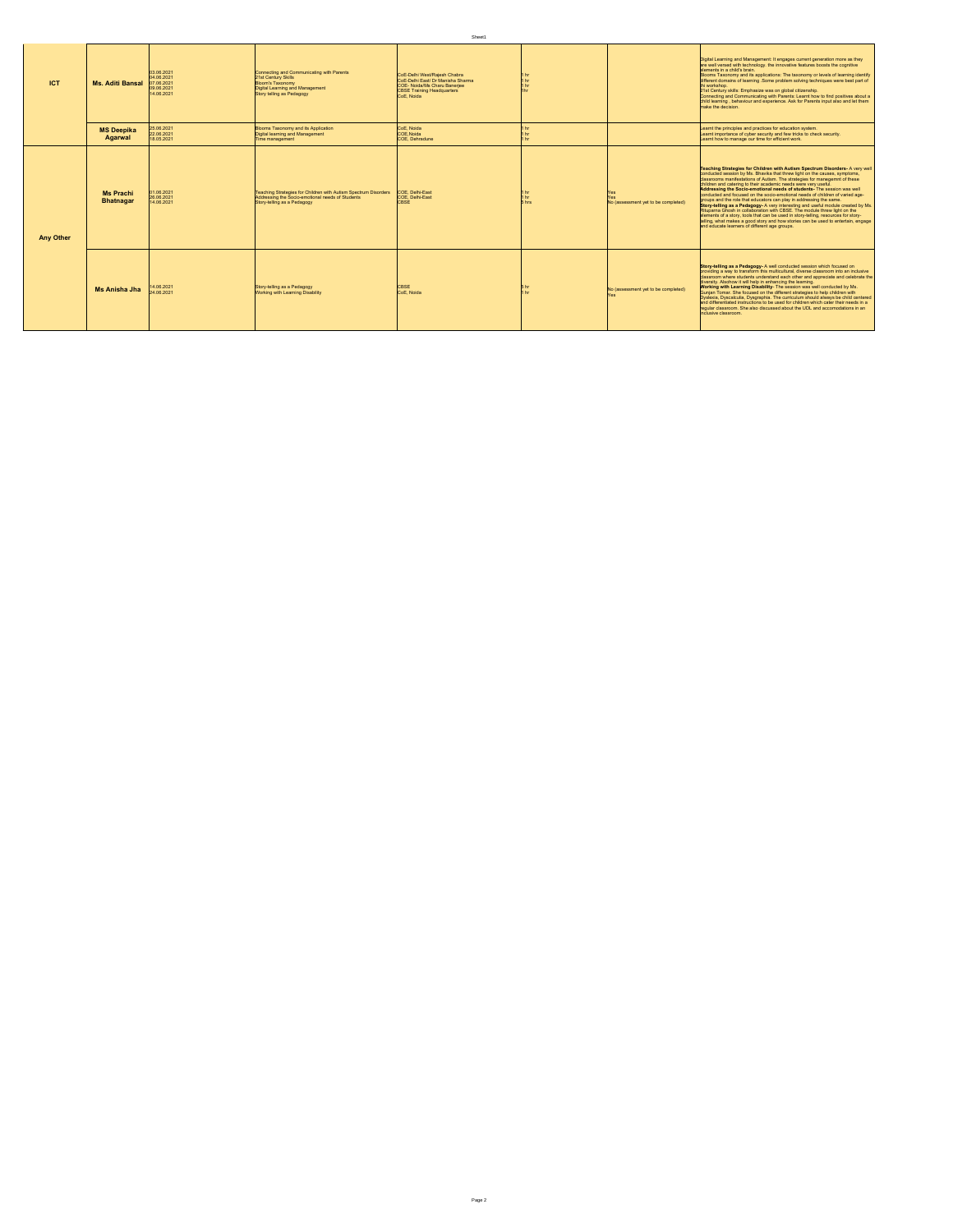| | | | | | | | |
|---|---|---|---|---|---|---|---|
| **ICT** | **Ms. Aditi Bansal** | 03.06.2021<br>04.06.2021<br>07.06.2021<br>09.06.2021<br>14.06.2021 | Connecting and Communicating with Parents<br>21st Century Skills<br>Bloom's Taxonomy<br>Digital Learning and Management<br>Story telling as Pedagogy | CoE-Delhi West/Rajesh Chabra<br>CoE-Delhi East/ Dr Manisha Sharma<br>COE- Noida/Ms Charu Banerjee<br>CBSE Training Headquarters<br>CoE, Noida | 1 hr<br>1 hr<br>1 hr<br>1hr | | Digital Learning and Management: It engages current generation more as they are well versed with technology. the innovative features boosts the cognitive elements in a child's brain.<br>Blooms Taxonomy and its applications: The taxonomy or levels of learning identify different domains of learning .Some problem solving techniques were best part of the workshop.<br>21st Century skills: Emphasize was on global citizenship.<br>Connecting and Communicating with Parents: Learnt how to find positives about a child learning , behaviour and experience. Ask for Parents input also and let them make the decision. |
| | **MS Deepika Agarwal** | 25.06.2021<br>22.06.2021<br>18.05.2021 | Blooms Taxonomy and its Application<br>Digital learning and Management<br>Time management | CoE, Noida<br>COE,Noida<br>COE, Dehradune | 1 hr<br>1 hr<br>1 hr | | Learnt the principles and practices for education system.<br>Learnt importance of cyber security and few tricks to check security.<br>Learnt how to manage our time for efficient work. |
| **Any Other** | **Ms Prachi Bhatnagar** | 01.06.2021<br>26.06.2021<br>14.06.2021 | Teaching Strategies for Children with Autism Spectrum Disorders<br>Addressing the Socio-emotional needs of Students<br>Story-telling as a Pedagogy | COE, Delhi-East<br>COE, Delhi-East<br>CBSE | 1 hr<br>1 hr<br>5 hrs | Yes<br>Yes<br>No (assessment yet to be completed) | **Teaching Strategies for Children with Autism Spectrum Disorders-** A very well conducted session by Ms. Bhavika that threw light on the causes, symptoms, classrooms manifestations of Autism. The strategies for manegemnt of these children and catering to their academic needs were very useful.<br>**Addressing the Socio-emotional needs of students-** The session was well conducted and focused on the socio-emotional needs of children of varied age-groups and the role that educators can play in addressing the same.<br>**Story-telling as a Pedagogy-** A very interesting and useful module created by Ms. Rituparna Ghosh in collaboration with CBSE. The module threw light on the elements of a story, tools that can be used in story-telling, resources for story-telling, what makes a good story and how stories can be used to entertain, engage and educate learners of different age groups. |
| | **Ms Anisha Jha** | 14.06.2021<br>24.06.2021 | Story-telling as a Pedagogy<br>Working with Learning Disability | CBSE<br>CoE, Noida | 5 hr<br>1 hr | No (assessment yet to be completed)<br>Yes | **Story-telling as a Pedagogy-** A well conducted session which focused on providing a way to transform this multicultural, diverse classroom into an inclusive classroom where students understand each other and appreciate and celebrate the diversity. Alsohow it will help in enhancing the learning.<br>**Working with Learning Disability-** The session was well conducted by Ms. Gunjan Tomar. She focused on the different strategies to help children with Dyslexia, Dyscalculia, Dysgraphia. The curriculum should always be child centered and differentiated instructions to be used for children which cater their needs in a regular classroom. She also discussed about the UDL and accomodations in an inclusive classroom. |